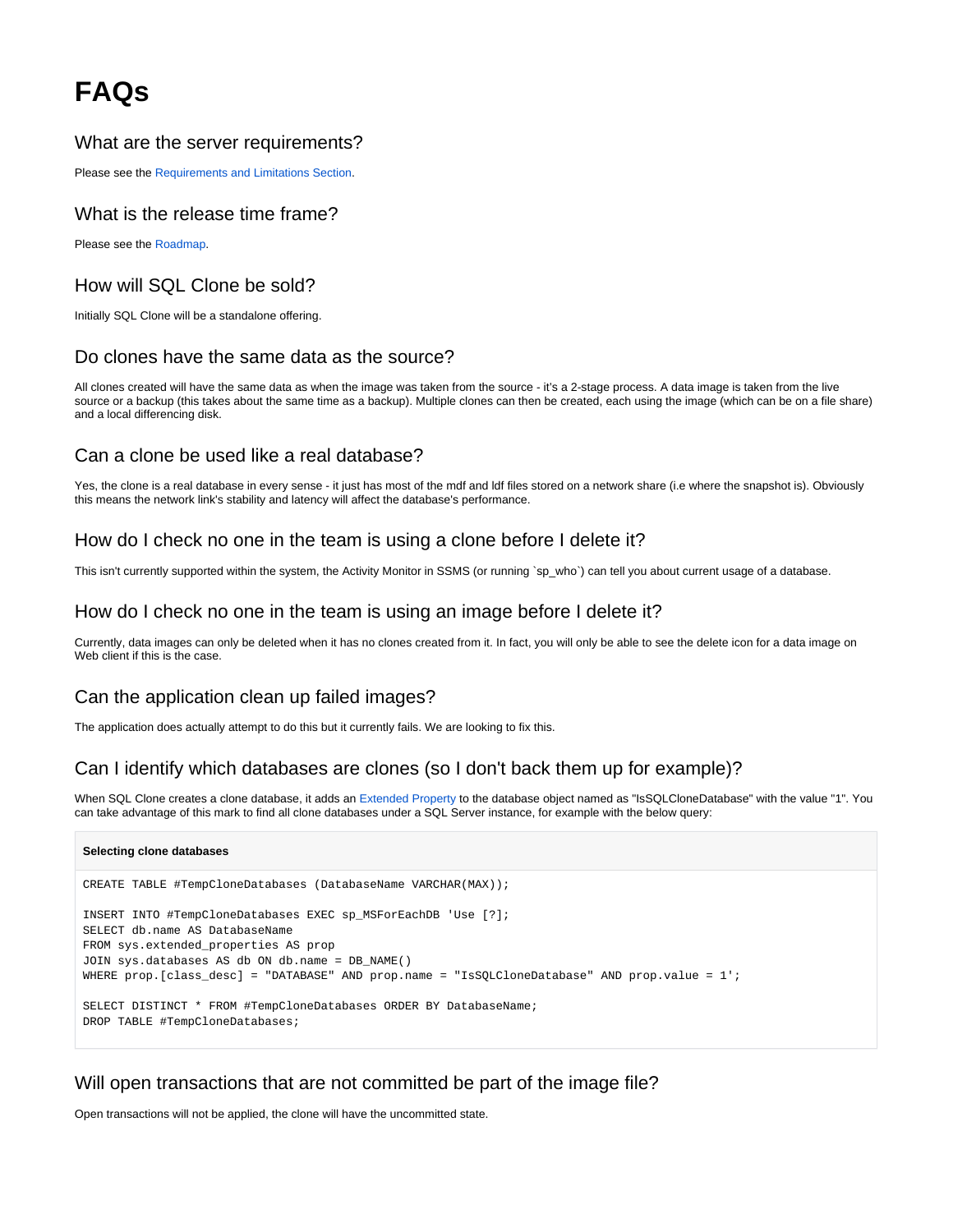# FAQs

## What are the server requirements?

Please see the Requirements and Limitations Section.

## What is the release time frame?

Please see the Roadmap.

## How will SQL Clone be sold?

Initially SQL Clone will be a standalone offering.

## Do clones have the same data as the source?

All clones created will have the same data as when the image was taken from the source - it's a 2-stage process. A data image is taken from the live source or a backup (this takes about the same time as a backup). Multiple clones can then be created, each using the image (which can be on a file share) and a local differencing disk.

## Can a clone be used like a real database?

Yes, the clone is a real database in every sense - it just has most of the mdf and ldf files stored on a network share (i.e where the snapshot is). Obviously this means the network link's stability and latency will affect the database's performance.

## How do I check no one in the team is using a clone before I delete it?

This isn't currently supported within the system, the Activity Monitor in SSMS (or running `sp_who`) can tell you about current usage of a database.

## How do I check no one in the team is using an image before I delete it?

Currently, data images can only be deleted when it has no clones created from it. In fact, you will only be able to see the delete icon for a data image on Web client if this is the case.

## Can the application clean up failed images?

The application does actually attempt to do this but it currently fails. We are looking to fix this.

## Can I identify which databases are clones (so I don't back them up for example)?

When SQL Clone creates a clone database, it adds an Extended Property to the database object named as "IsSQLCloneDatabase" with the value "1". You can take advantage of this mark to find all clone databases under a SQL Server instance, for example with the below query:

**Selecting clone databases**

```
CREATE TABLE #TempCloneDatabases (DatabaseName VARCHAR(MAX));

INSERT INTO #TempCloneDatabases EXEC sp_MSForEachDB 'Use [?];
SELECT db.name AS DatabaseName
FROM sys.extended_properties AS prop
JOIN sys.databases AS db ON db.name = DB_NAME()
WHERE prop.[class_desc] = "DATABASE" AND prop.name = "IsSQLCloneDatabase" AND prop.value = 1';

SELECT DISTINCT * FROM #TempCloneDatabases ORDER BY DatabaseName;
DROP TABLE #TempCloneDatabases;
```

## Will open transactions that are not committed be part of the image file?

Open transactions will not be applied, the clone will have the uncommitted state.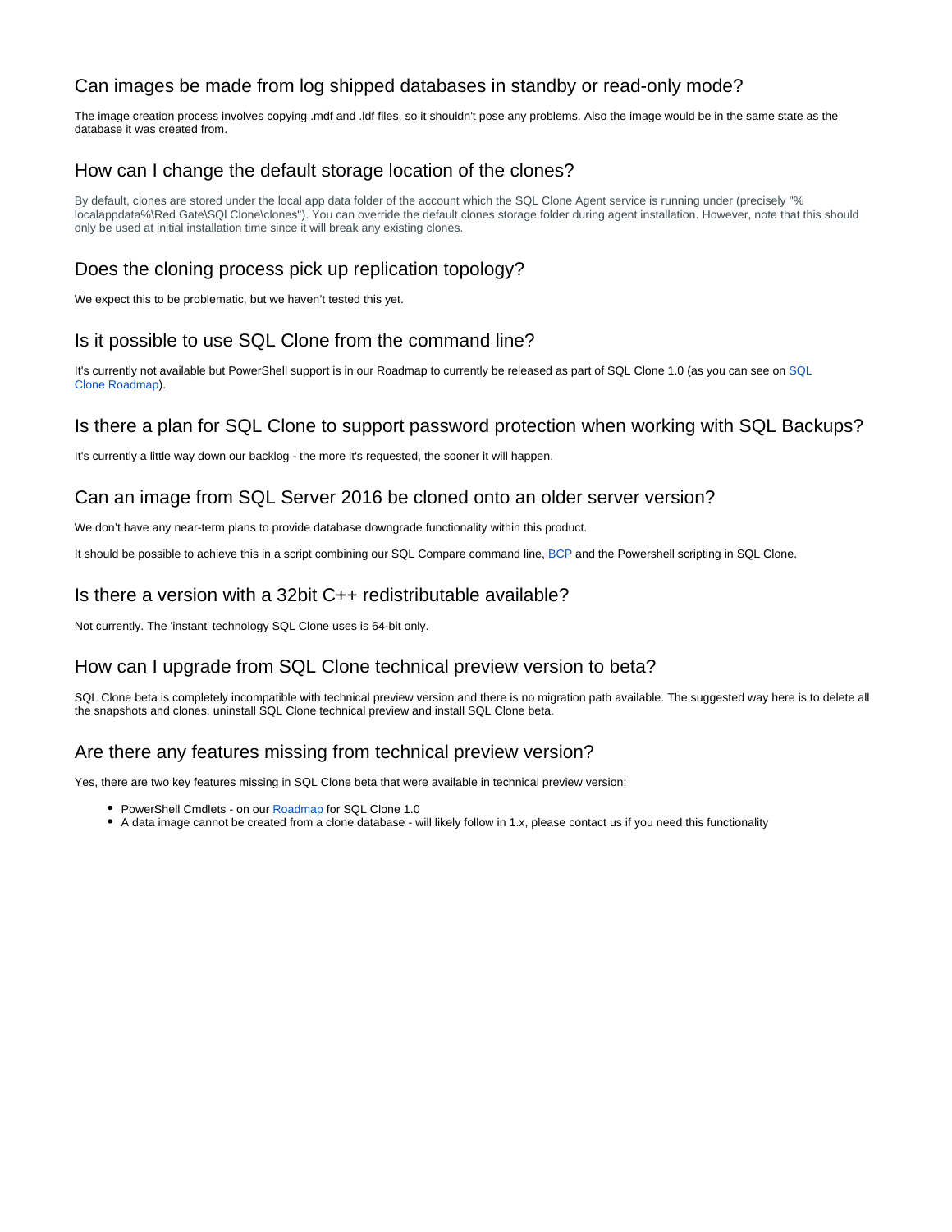## Can images be made from log shipped databases in standby or read-only mode?

The image creation process involves copying .mdf and .ldf files, so it shouldn't pose any problems. Also the image would be in the same state as the database it was created from.

## How can I change the default storage location of the clones?

By default, clones are stored under the local app data folder of the account which the SQL Clone Agent service is running under (precisely "%localappdata%\Red Gate\SQl Clone\clones"). You can override the default clones storage folder during agent installation. However, note that this should only be used at initial installation time since it will break any existing clones.

## Does the cloning process pick up replication topology?

We expect this to be problematic, but we haven't tested this yet.

## Is it possible to use SQL Clone from the command line?

It's currently not available but PowerShell support is in our Roadmap to currently be released as part of SQL Clone 1.0 (as you can see on SQL Clone Roadmap).

## Is there a plan for SQL Clone to support password protection when working with SQL Backups?

It's currently a little way down our backlog - the more it's requested, the sooner it will happen.

## Can an image from SQL Server 2016 be cloned onto an older server version?

We don't have any near-term plans to provide database downgrade functionality within this product.

It should be possible to achieve this in a script combining our SQL Compare command line, BCP and the Powershell scripting in SQL Clone.

## Is there a version with a 32bit C++ redistributable available?

Not currently. The 'instant' technology SQL Clone uses is 64-bit only.

## How can I upgrade from SQL Clone technical preview version to beta?

SQL Clone beta is completely incompatible with technical preview version and there is no migration path available. The suggested way here is to delete all the snapshots and clones, uninstall SQL Clone technical preview and install SQL Clone beta.

## Are there any features missing from technical preview version?

Yes, there are two key features missing in SQL Clone beta that were available in technical preview version:

- PowerShell Cmdlets - on our Roadmap for SQL Clone 1.0
- A data image cannot be created from a clone database - will likely follow in 1.x, please contact us if you need this functionality